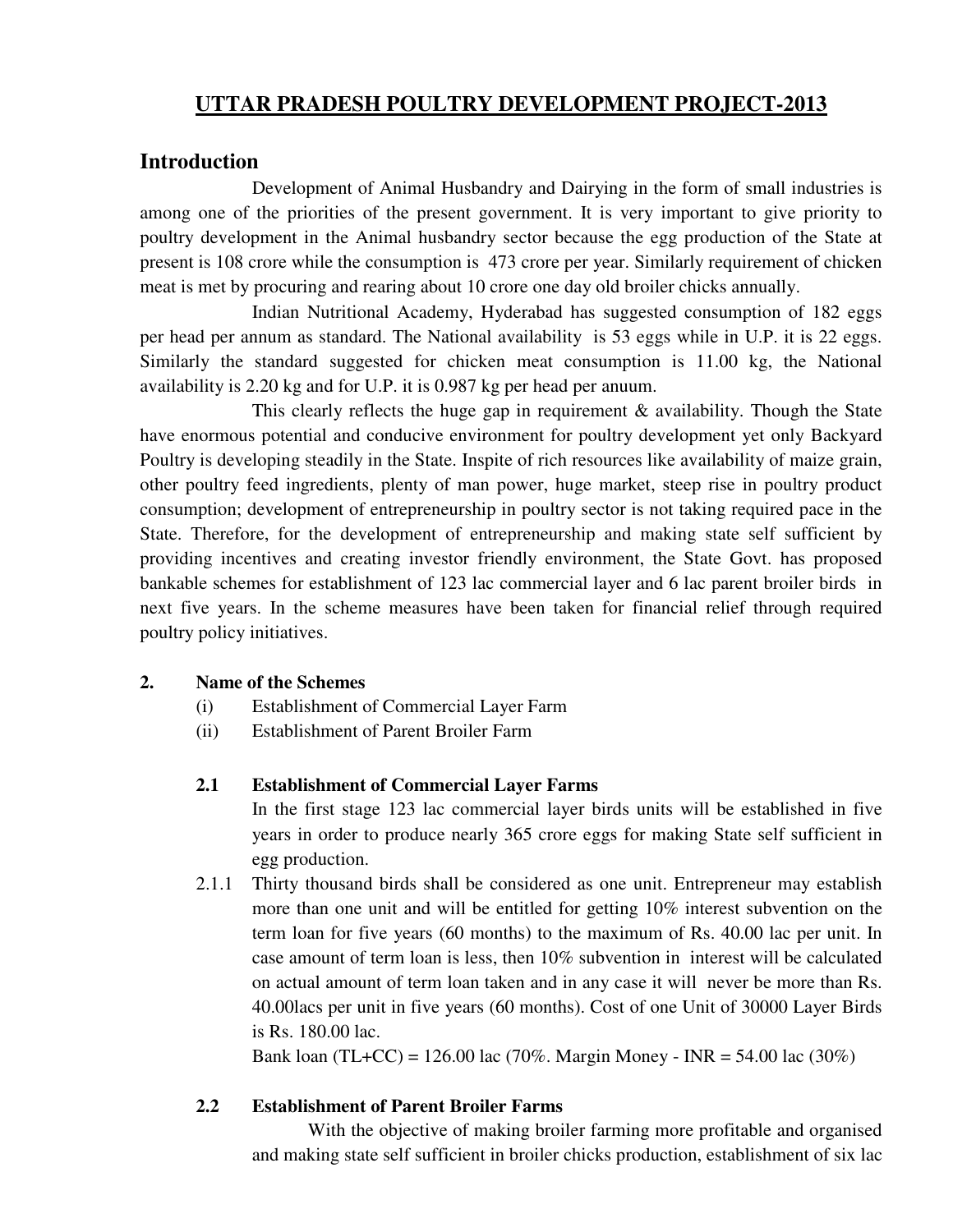# UTTAR PRADESH POULTRY DEVELOPMENT PROJECT-2013

## Introduction

Development of Animal Husbandry and Dairying in the form of small industries is among one of the priorities of the present government. It is very important to give priority to poultry development in the Animal husbandry sector because the egg production of the State at present is 108 crore while the consumption is 473 crore per year. Similarly requirement of chicken meat is met by procuring and rearing about 10 crore one day old broiler chicks annually.

Indian Nutritional Academy, Hyderabad has suggested consumption of 182 eggs per head per annum as standard. The National availability is 53 eggs while in U.P. it is 22 eggs. Similarly the standard suggested for chicken meat consumption is 11.00 kg, the National availability is 2.20 kg and for U.P. it is 0.987 kg per head per anuum.

This clearly reflects the huge gap in requirement & availability. Though the State have enormous potential and conducive environment for poultry development yet only Backyard Poultry is developing steadily in the State. Inspite of rich resources like availability of maize grain, other poultry feed ingredients, plenty of man power, huge market, steep rise in poultry product consumption; development of entrepreneurship in poultry sector is not taking required pace in the State. Therefore, for the development of entrepreneurship and making state self sufficient by providing incentives and creating investor friendly environment, the State Govt. has proposed bankable schemes for establishment of 123 lac commercial layer and 6 lac parent broiler birds in next five years. In the scheme measures have been taken for financial relief through required poultry policy initiatives.

**2. Name of the Schemes**

(i) Establishment of Commercial Layer Farm

(ii) Establishment of Parent Broiler Farm

**2.1 Establishment of Commercial Layer Farms**

In the first stage 123 lac commercial layer birds units will be established in five years in order to produce nearly 365 crore eggs for making State self sufficient in egg production.

2.1.1 Thirty thousand birds shall be considered as one unit. Entrepreneur may establish more than one unit and will be entitled for getting 10% interest subvention on the term loan for five years (60 months) to the maximum of Rs. 40.00 lac per unit. In case amount of term loan is less, then 10% subvention in interest will be calculated on actual amount of term loan taken and in any case it will never be more than Rs. 40.00lacs per unit in five years (60 months). Cost of one Unit of 30000 Layer Birds is Rs. 180.00 lac.

Bank loan (TL+CC) = 126.00 lac (70%. Margin Money - INR = 54.00 lac (30%)

**2.2 Establishment of Parent Broiler Farms**

With the objective of making broiler farming more profitable and organised and making state self sufficient in broiler chicks production, establishment of six lac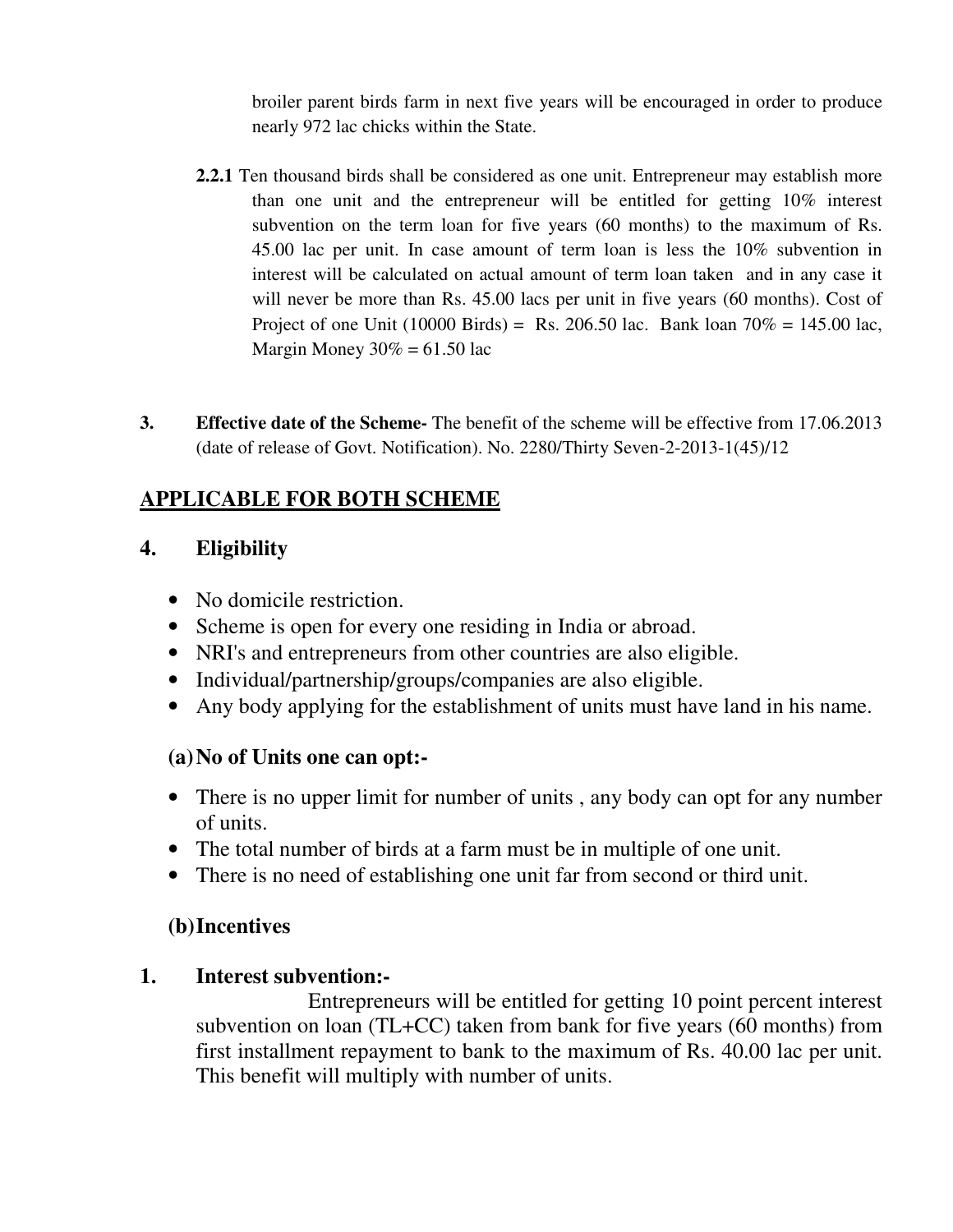broiler parent birds farm in next five years will be encouraged in order to produce nearly 972 lac chicks within the State.

**2.2.1** Ten thousand birds shall be considered as one unit. Entrepreneur may establish more than one unit and the entrepreneur will be entitled for getting 10% interest subvention on the term loan for five years (60 months) to the maximum of Rs. 45.00 lac per unit. In case amount of term loan is less the 10% subvention in interest will be calculated on actual amount of term loan taken and in any case it will never be more than Rs. 45.00 lacs per unit in five years (60 months). Cost of Project of one Unit (10000 Birds) = Rs. 206.50 lac. Bank loan 70% = 145.00 lac, Margin Money 30% = 61.50 lac

**3. Effective date of the Scheme-** The benefit of the scheme will be effective from 17.06.2013 (date of release of Govt. Notification). No. 2280/Thirty Seven-2-2013-1(45)/12

## APPLICABLE FOR BOTH SCHEME

### 4. Eligibility

- No domicile restriction.
- Scheme is open for every one residing in India or abroad.
- NRI's and entrepreneurs from other countries are also eligible.
- Individual/partnership/groups/companies are also eligible.
- Any body applying for the establishment of units must have land in his name.

#### (a) No of Units one can opt:-

- There is no upper limit for number of units , any body can opt for any number of units.
- The total number of birds at a farm must be in multiple of one unit.
- There is no need of establishing one unit far from second or third unit.

#### (b) Incentives

**1. Interest subvention:-**

Entrepreneurs will be entitled for getting 10 point percent interest subvention on loan (TL+CC) taken from bank for five years (60 months) from first installment repayment to bank to the maximum of Rs. 40.00 lac per unit. This benefit will multiply with number of units.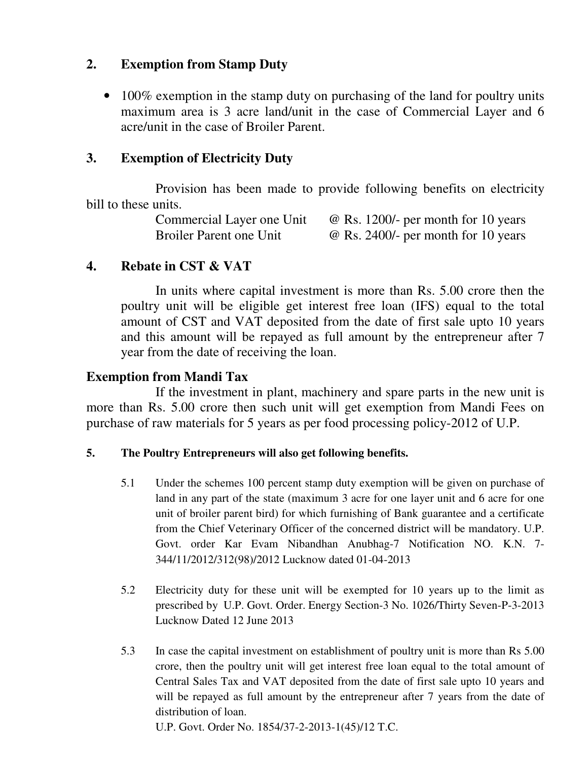## 2. Exemption from Stamp Duty

- 100% exemption in the stamp duty on purchasing of the land for poultry units maximum area is 3 acre land/unit in the case of Commercial Layer and 6 acre/unit in the case of Broiler Parent.

## 3. Exemption of Electricity Duty

Provision has been made to provide following benefits on electricity bill to these units.

| | |
|---|---|
| Commercial Layer one Unit | @ Rs. 1200/- per month for 10 years |
| Broiler Parent one Unit | @ Rs. 2400/- per month for 10 years |

## 4. Rebate in CST & VAT

In units where capital investment is more than Rs. 5.00 crore then the poultry unit will be eligible get interest free loan (IFS) equal to the total amount of CST and VAT deposited from the date of first sale upto 10 years and this amount will be repayed as full amount by the entrepreneur after 7 year from the date of receiving the loan.

## Exemption from Mandi Tax

If the investment in plant, machinery and spare parts in the new unit is more than Rs. 5.00 crore then such unit will get exemption from Mandi Fees on purchase of raw materials for 5 years as per food processing policy-2012 of U.P.

### 5. The Poultry Entrepreneurs will also get following benefits.

5.1 Under the schemes 100 percent stamp duty exemption will be given on purchase of land in any part of the state (maximum 3 acre for one layer unit and 6 acre for one unit of broiler parent bird) for which furnishing of Bank guarantee and a certificate from the Chief Veterinary Officer of the concerned district will be mandatory. U.P. Govt. order Kar Evam Nibandhan Anubhag-7 Notification NO. K.N. 7-344/11/2012/312(98)/2012 Lucknow dated 01-04-2013

5.2 Electricity duty for these unit will be exempted for 10 years up to the limit as prescribed by U.P. Govt. Order. Energy Section-3 No. 1026/Thirty Seven-P-3-2013 Lucknow Dated 12 June 2013

5.3 In case the capital investment on establishment of poultry unit is more than Rs 5.00 crore, then the poultry unit will get interest free loan equal to the total amount of Central Sales Tax and VAT deposited from the date of first sale upto 10 years and will be repayed as full amount by the entrepreneur after 7 years from the date of distribution of loan.
U.P. Govt. Order No. 1854/37-2-2013-1(45)/12 T.C.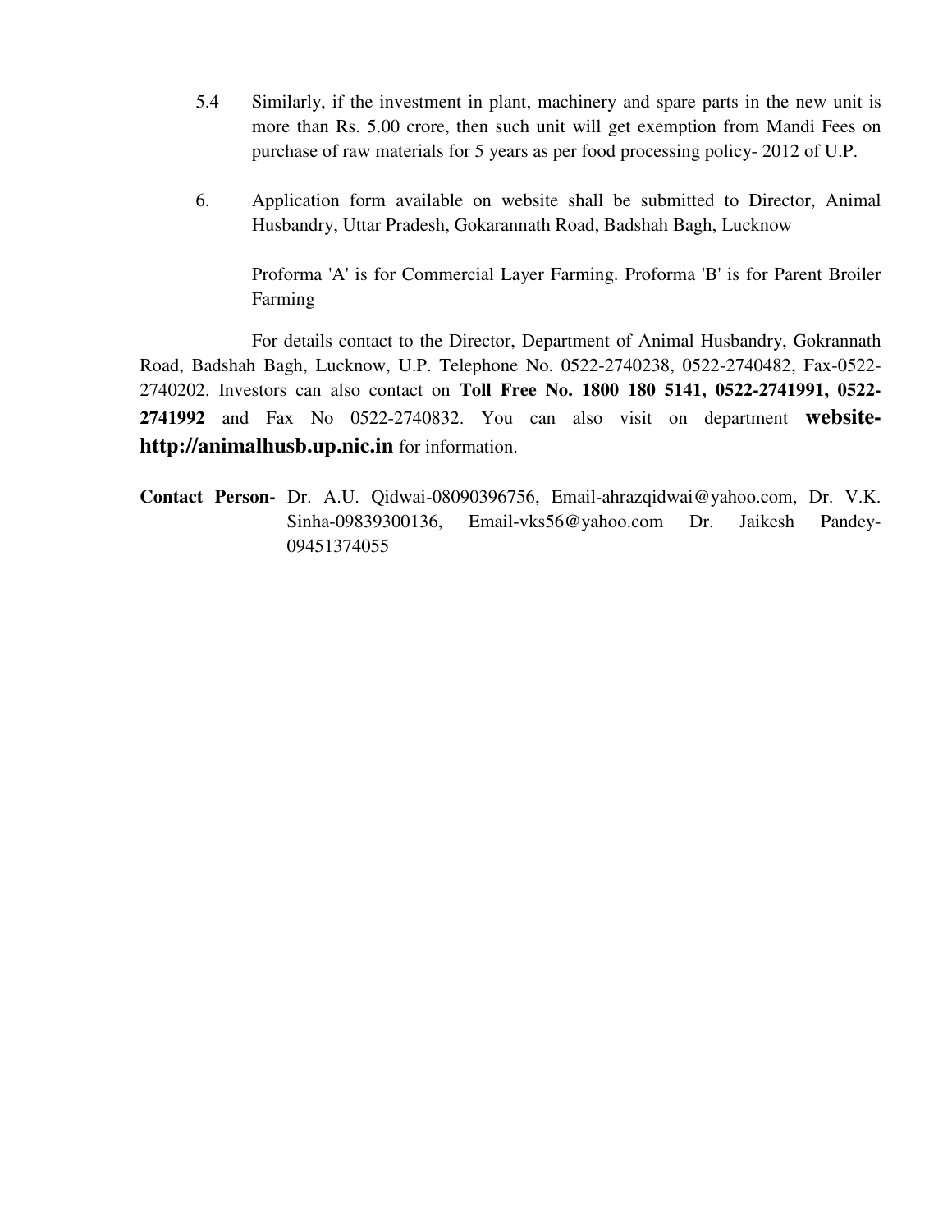5.4 Similarly, if the investment in plant, machinery and spare parts in the new unit is more than Rs. 5.00 crore, then such unit will get exemption from Mandi Fees on purchase of raw materials for 5 years as per food processing policy- 2012 of U.P.

6. Application form available on website shall be submitted to Director, Animal Husbandry, Uttar Pradesh, Gokarannath Road, Badshah Bagh, Lucknow

Proforma 'A' is for Commercial Layer Farming. Proforma 'B' is for Parent Broiler Farming

For details contact to the Director, Department of Animal Husbandry, Gokrannath Road, Badshah Bagh, Lucknow, U.P. Telephone No. 0522-2740238, 0522-2740482, Fax-0522-2740202. Investors can also contact on **Toll Free No. 1800 180 5141, 0522-2741991, 0522-2741992** and Fax No 0522-2740832. You can also visit on department **website-http://animalhusb.up.nic.in** for information.

**Contact Person-** Dr. A.U. Qidwai-08090396756, Email-ahrazqidwai@yahoo.com, Dr. V.K. Sinha-09839300136, Email-vks56@yahoo.com Dr. Jaikesh Pandey-09451374055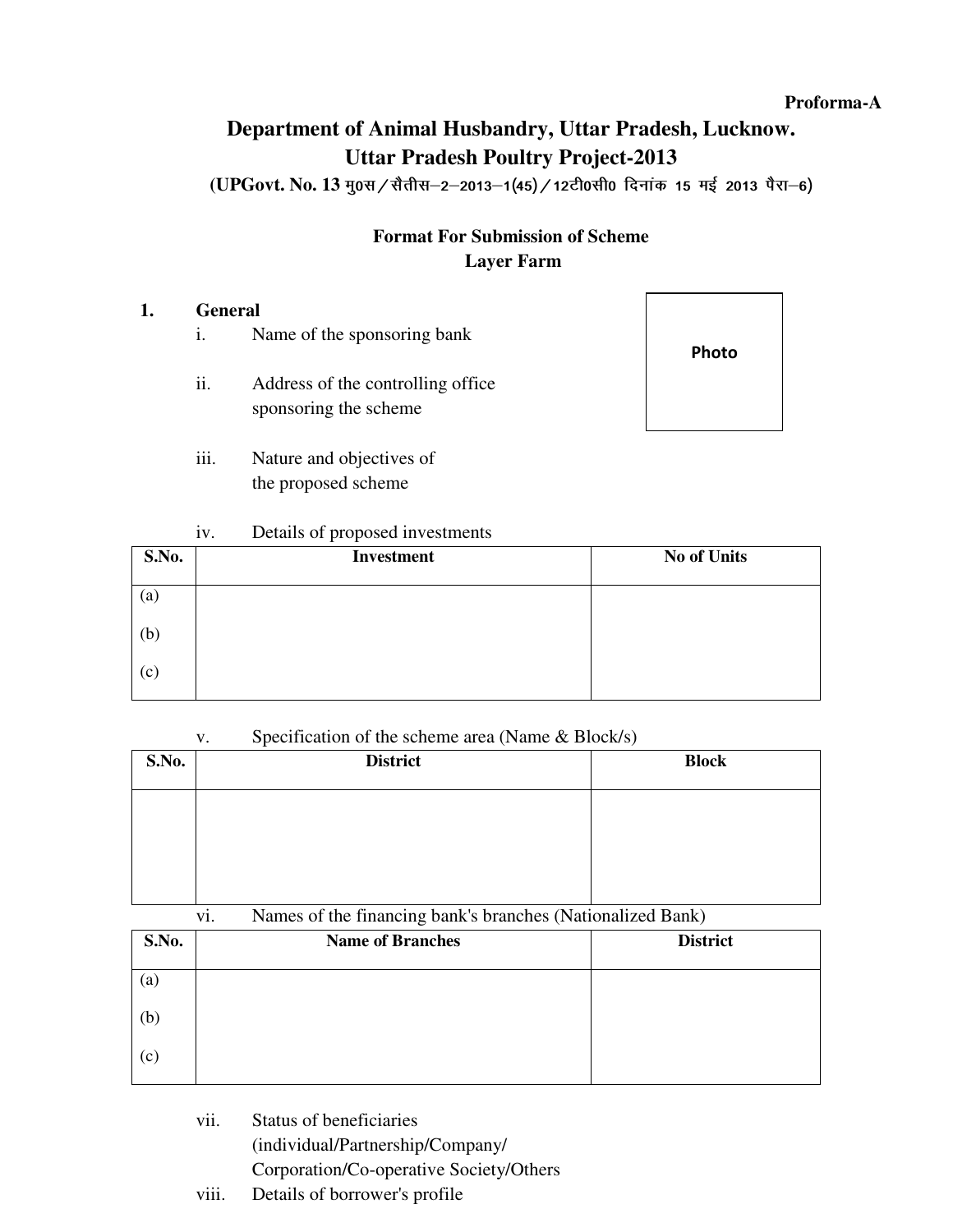Proforma-A

# Department of Animal Husbandry, Uttar Pradesh, Lucknow.
# Uttar Pradesh Poultry Project-2013

**(UPGovt. No. 13 मु0स / सैतीस–2–2013–1(45) / 12टी0सी0 दिनांक 15 मई 2013 पैरा–6)**

**Format For Submission of Scheme**
**Layer Farm**

Photo

## 1. General

i. Name of the sponsoring bank

ii. Address of the controlling office sponsoring the scheme

iii. Nature and objectives of the proposed scheme

iv. Details of proposed investments

| S.No. | Investment | No of Units |
|---|---|---|
| (a) | | |
| (b) | | |
| (c) | | |

v. Specification of the scheme area (Name & Block/s)

| S.No. | District | Block |
|---|---|---|
| | | |

vi. Names of the financing bank's branches (Nationalized Bank)

| S.No. | Name of Branches | District |
|---|---|---|
| (a) | | |
| (b) | | |
| (c) | | |

vii. Status of beneficiaries (individual/Partnership/Company/ Corporation/Co-operative Society/Others

viii. Details of borrower's profile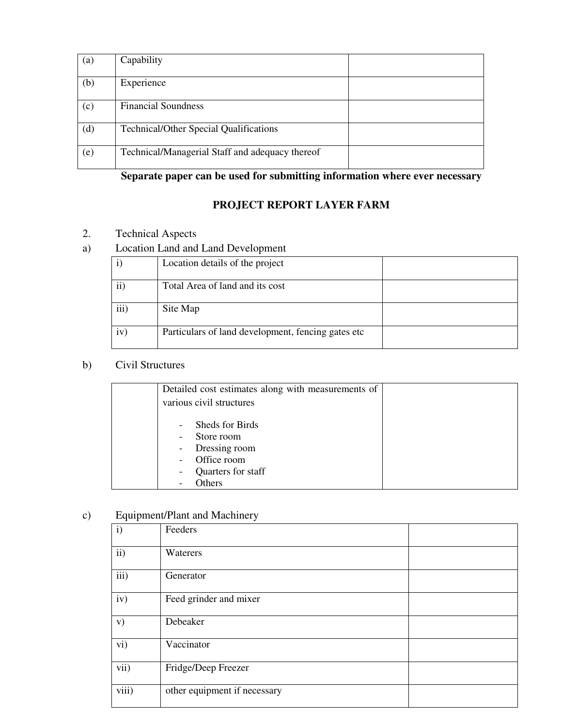| (a) | Capability | |
|---|---|---|
| (b) | Experience | |
| (c) | Financial Soundness | |
| (d) | Technical/Other Special Qualifications | |
| (e) | Technical/Managerial Staff and adequacy thereof | |

**Separate paper can be used for submitting information where ever necessary**

## PROJECT REPORT LAYER FARM

2. Technical Aspects

a) Location Land and Land Development

| i) | Location details of the project | |
|---|---|---|
| ii) | Total Area of land and its cost | |
| iii) | Site Map | |
| iv) | Particulars of land development, fencing gates etc | |

b) Civil Structures

| | Detailed cost estimates along with measurements of various civil structures<br><br>- Sheds for Birds<br>- Store room<br>- Dressing room<br>- Office room<br>- Quarters for staff<br>- Others | |
|---|---|---|

c) Equipment/Plant and Machinery

| i) | Feeders | |
|---|---|---|
| ii) | Waterers | |
| iii) | Generator | |
| iv) | Feed grinder and mixer | |
| v) | Debeaker | |
| vi) | Vaccinator | |
| vii) | Fridge/Deep Freezer | |
| viii) | other equipment if necessary | |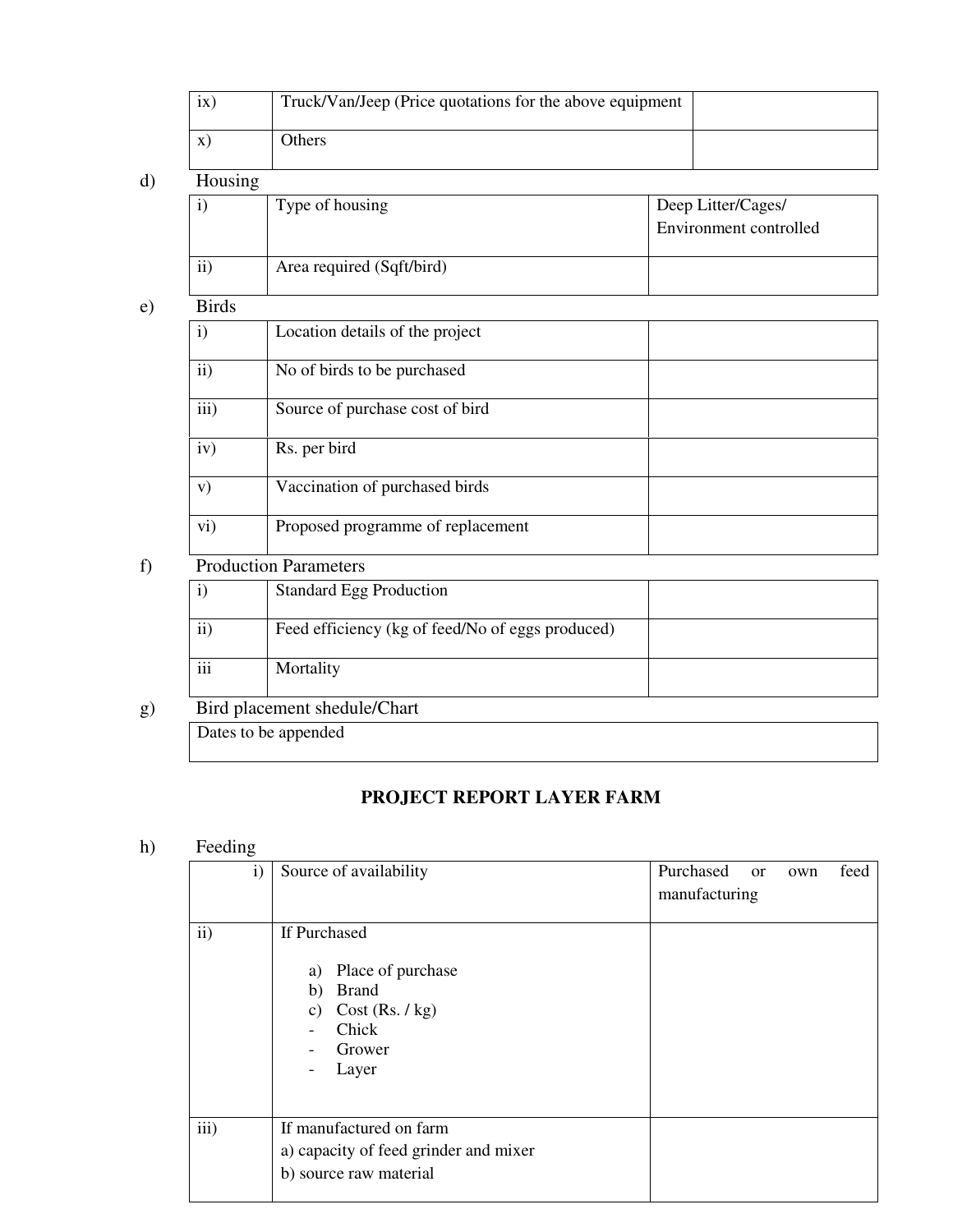| | | |
|---|---|---|
| ix) | Truck/Van/Jeep (Price quotations for the above equipment | |
| x) | Others | |

d) Housing

| | | |
|---|---|---|
| i) | Type of housing | Deep Litter/Cages/ Environment controlled |
| ii) | Area required (Sqft/bird) | |

e) Birds

| | | |
|---|---|---|
| i) | Location details of the project | |
| ii) | No of birds to be purchased | |
| iii) | Source of purchase cost of bird | |
| iv) | Rs. per bird | |
| v) | Vaccination of purchased birds | |
| vi) | Proposed programme of replacement | |

f) Production Parameters

| | | |
|---|---|---|
| i) | Standard Egg Production | |
| ii) | Feed efficiency (kg of feed/No of eggs produced) | |
| iii | Mortality | |

g) Bird placement shedule/Chart

| |
|---|
| Dates to be appended |

**PROJECT REPORT LAYER FARM**

h) Feeding

| | | |
|---|---|---|
| i) | Source of availability | Purchased or own feed manufacturing |
| ii) | If Purchased<br><br>a) Place of purchase<br>b) Brand<br>c) Cost (Rs. / kg)<br>- Chick<br>- Grower<br>- Layer | |
| iii) | If manufactured on farm<br>a) capacity of feed grinder and mixer<br>b) source raw material | |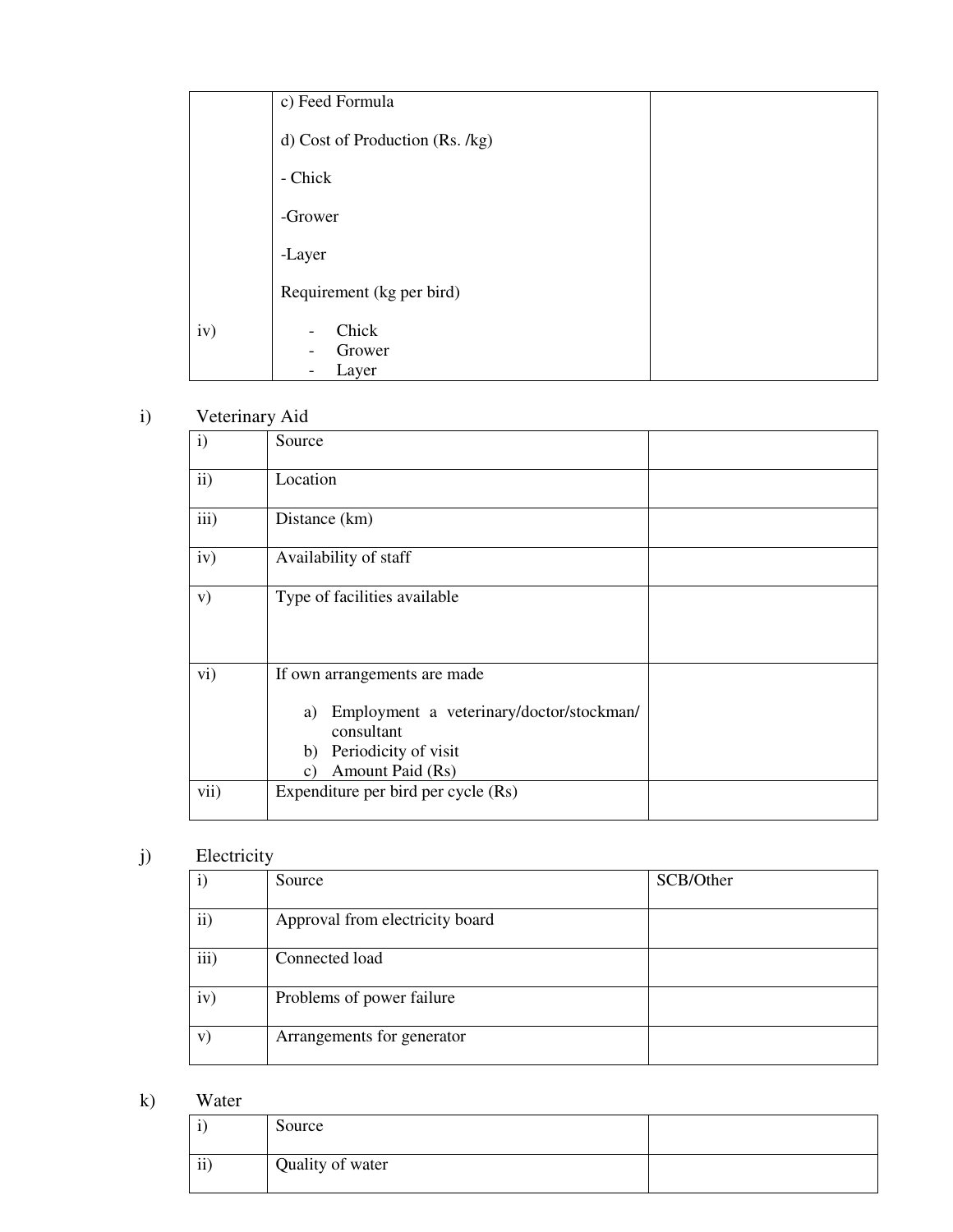| | | |
|---|---|---|
| iv) | c) Feed Formula<br><br>d) Cost of Production (Rs. /kg)<br><br>- Chick<br><br>-Grower<br><br>-Layer<br><br>Requirement (kg per bird)<br><br>- Chick<br>- Grower<br>- Layer | |

i) Veterinary Aid

| | | |
|---|---|---|
| i) | Source | |
| ii) | Location | |
| iii) | Distance (km) | |
| iv) | Availability of staff | |
| v) | Type of facilities available | |
| vi) | If own arrangements are made<br><br>a) Employment a veterinary/doctor/stockman/ consultant<br>b) Periodicity of visit<br>c) Amount Paid (Rs) | |
| vii) | Expenditure per bird per cycle (Rs) | |

j) Electricity

| | | |
|---|---|---|
| i) | Source | SCB/Other |
| ii) | Approval from electricity board | |
| iii) | Connected load | |
| iv) | Problems of power failure | |
| v) | Arrangements for generator | |

k) Water

| | | |
|---|---|---|
| i) | Source | |
| ii) | Quality of water | |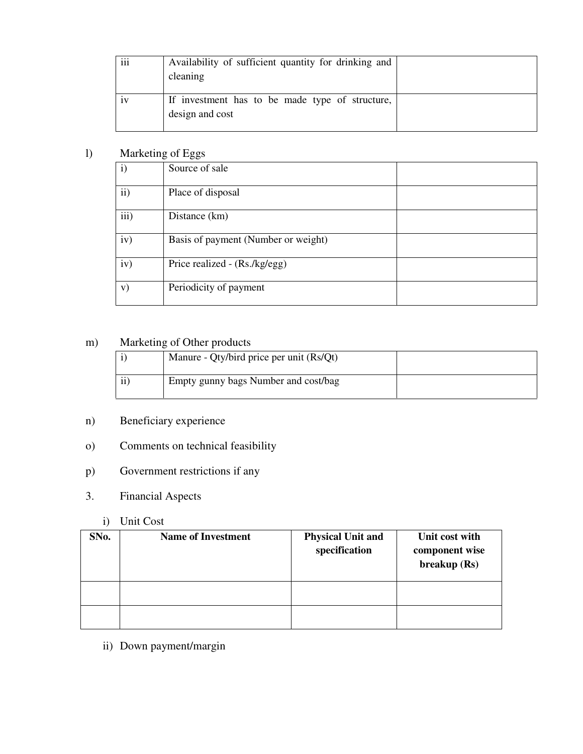| iii | Availability of sufficient quantity for drinking and cleaning | |
|---|---|---|
| iv | If investment has to be made type of structure, design and cost | |

l) Marketing of Eggs

| i) | Source of sale | |
|---|---|---|
| ii) | Place of disposal | |
| iii) | Distance (km) | |
| iv) | Basis of payment (Number or weight) | |
| iv) | Price realized - (Rs./kg/egg) | |
| v) | Periodicity of payment | |

m) Marketing of Other products

| i) | Manure - Qty/bird price per unit (Rs/Qt) | |
|---|---|---|
| ii) | Empty gunny bags Number and cost/bag | |

n) Beneficiary experience

o) Comments on technical feasibility

p) Government restrictions if any

3. Financial Aspects

i) Unit Cost

| SNo. | Name of Investment | Physical Unit and specification | Unit cost with component wise breakup (Rs) |
|---|---|---|---|
| | | | |
| | | | |

ii) Down payment/margin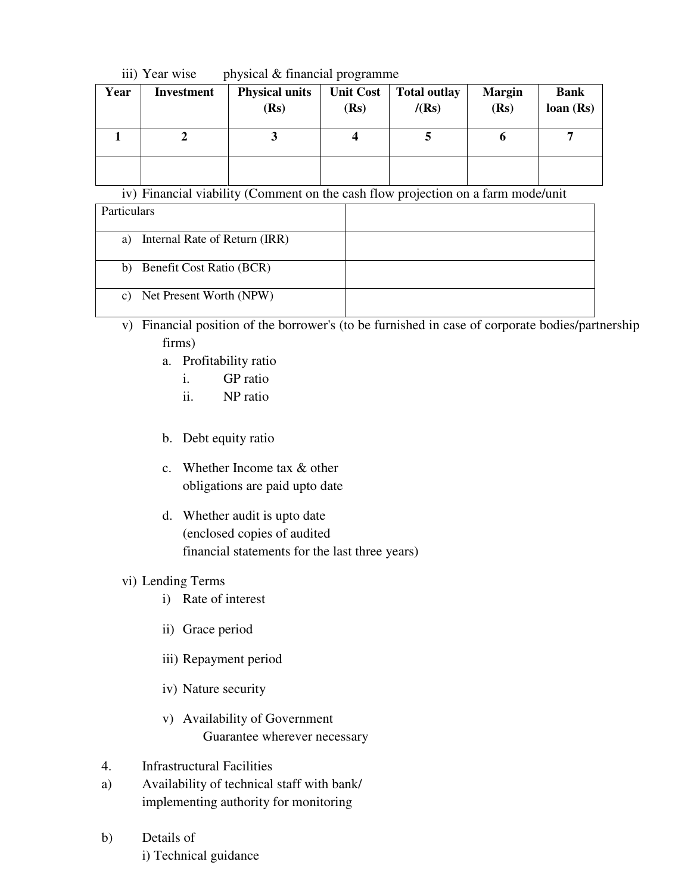iii) Year wise physical & financial programme

| Year | Investment | Physical units (Rs) | Unit Cost (Rs) | Total outlay /(Rs) | Margin (Rs) | Bank loan (Rs) |
|---|---|---|---|---|---|---|
| 1 | 2 | 3 | 4 | 5 | 6 | 7 |
| | | | | | | |

iv) Financial viability (Comment on the cash flow projection on a farm mode/unit

| Particulars | |
|---|---|
| a) Internal Rate of Return (IRR) | |
| b) Benefit Cost Ratio (BCR) | |
| c) Net Present Worth (NPW) | |

v) Financial position of the borrower's (to be furnished in case of corporate bodies/partnership firms)

a. Profitability ratio
   i. GP ratio
   ii. NP ratio

b. Debt equity ratio

c. Whether Income tax & other obligations are paid upto date

d. Whether audit is upto date (enclosed copies of audited financial statements for the last three years)

vi) Lending Terms

i) Rate of interest

ii) Grace period

iii) Repayment period

iv) Nature security

v) Availability of Government Guarantee wherever necessary

4. Infrastructural Facilities

a) Availability of technical staff with bank/ implementing authority for monitoring

b) Details of
   i) Technical guidance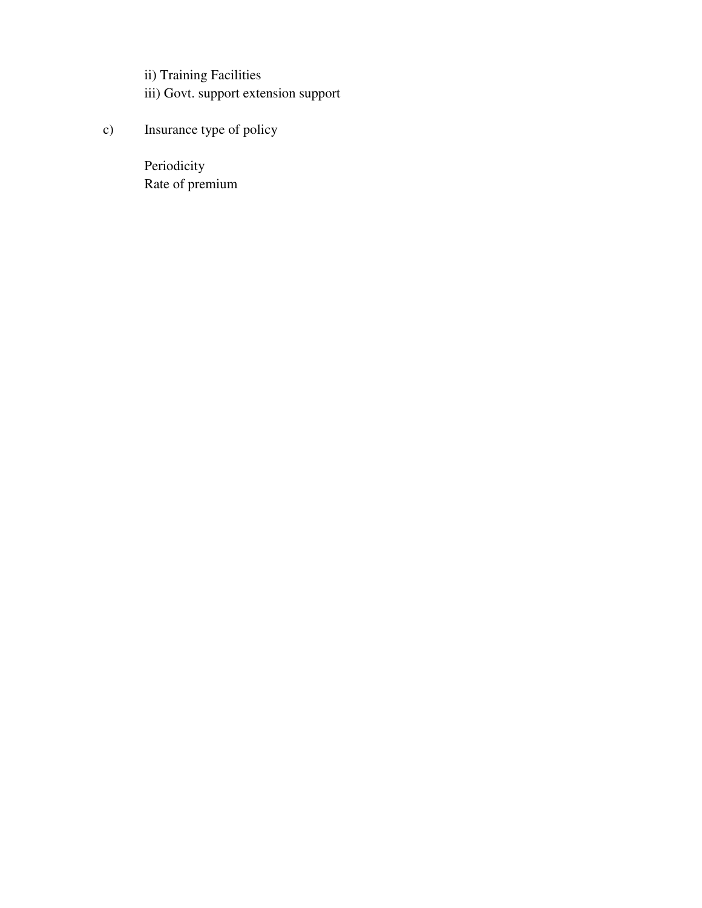ii) Training Facilities
iii) Govt. support extension support

c) Insurance type of policy

Periodicity
Rate of premium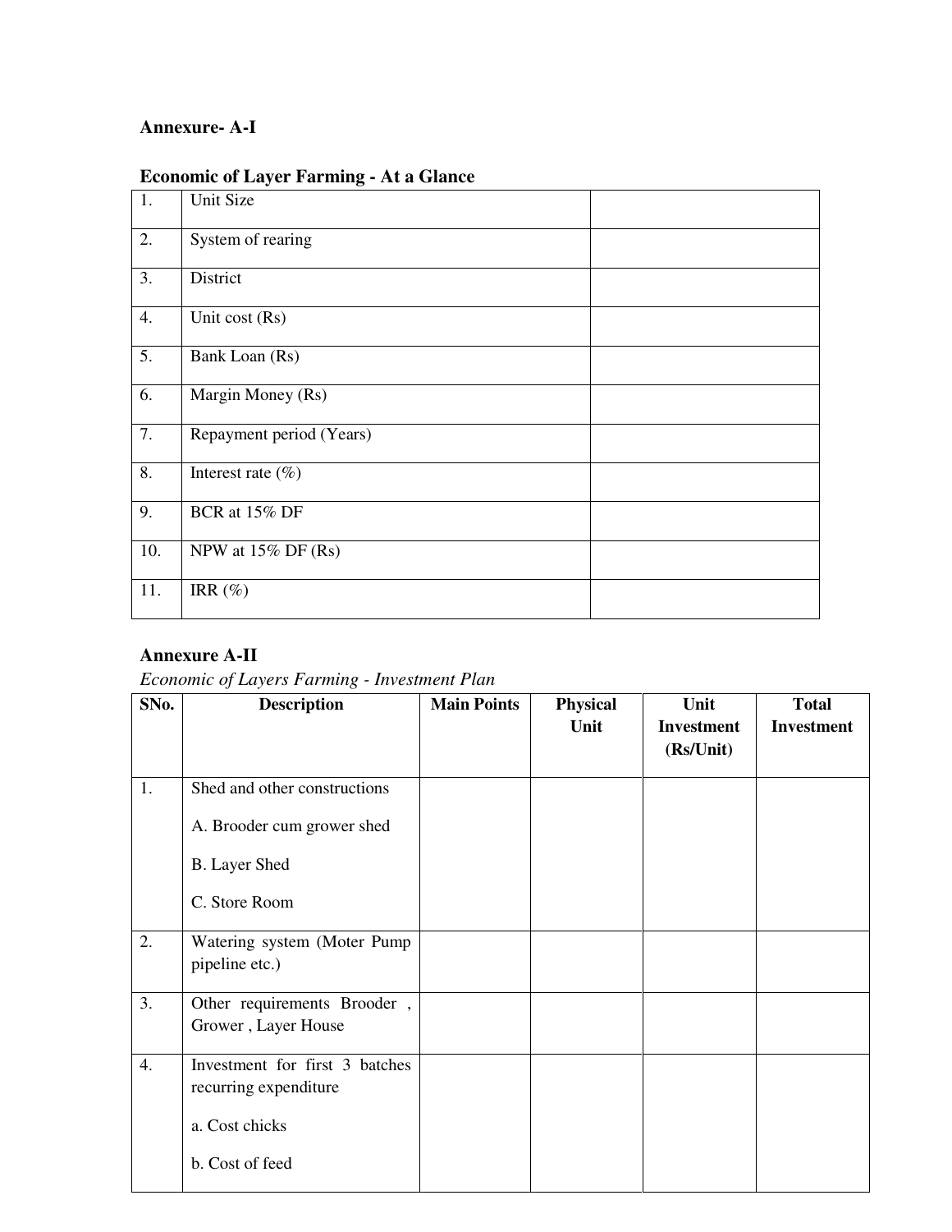**Annexure- A-I**

**Economic of Layer Farming - At a Glance**

| | | |
|---|---|---|
| 1. | Unit Size | |
| 2. | System of rearing | |
| 3. | District | |
| 4. | Unit cost (Rs) | |
| 5. | Bank Loan (Rs) | |
| 6. | Margin Money (Rs) | |
| 7. | Repayment period (Years) | |
| 8. | Interest rate (%) | |
| 9. | BCR at 15% DF | |
| 10. | NPW at 15% DF (Rs) | |
| 11. | IRR (%) | |

**Annexure A-II**

*Economic of Layers Farming - Investment Plan*

| SNo. | Description | Main Points | Physical Unit | Unit Investment (Rs/Unit) | Total Investment |
|---|---|---|---|---|---|
| 1. | Shed and other constructions<br>A. Brooder cum grower shed<br>B. Layer Shed<br>C. Store Room | | | | |
| 2. | Watering system (Moter Pump pipeline etc.) | | | | |
| 3. | Other requirements Brooder , Grower , Layer House | | | | |
| 4. | Investment for first 3 batches recurring expenditure<br>a. Cost chicks<br>b. Cost of feed | | | | |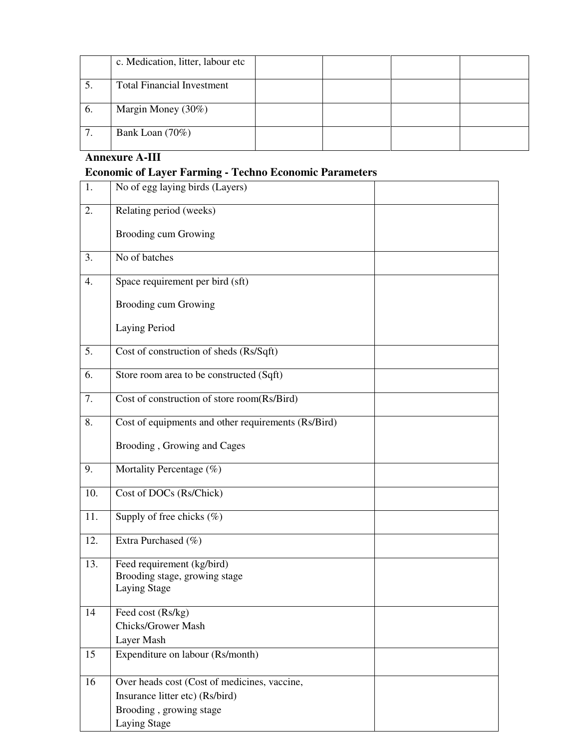| | c. Medication, litter, labour etc | | | | |
|---|---|---|---|---|---|
| 5. | Total Financial Investment | | | | |
| 6. | Margin Money (30%) | | | | |
| 7. | Bank Loan (70%) | | | | |

**Annexure A-III**

**Economic of Layer Farming - Techno Economic Parameters**

| | | |
|---|---|---|
| 1. | No of egg laying birds (Layers) | |
| 2. | Relating period (weeks)<br><br>Brooding cum Growing | |
| 3. | No of batches | |
| 4. | Space requirement per bird (sft)<br><br>Brooding cum Growing<br><br>Laying Period | |
| 5. | Cost of construction of sheds (Rs/Sqft) | |
| 6. | Store room area to be constructed (Sqft) | |
| 7. | Cost of construction of store room(Rs/Bird) | |
| 8. | Cost of equipments and other requirements (Rs/Bird)<br><br>Brooding , Growing and Cages | |
| 9. | Mortality Percentage (%) | |
| 10. | Cost of DOCs (Rs/Chick) | |
| 11. | Supply of free chicks (%) | |
| 12. | Extra Purchased (%) | |
| 13. | Feed requirement (kg/bird)<br>Brooding stage, growing stage<br>Laying Stage | |
| 14 | Feed cost (Rs/kg)<br>Chicks/Grower Mash<br>Layer Mash | |
| 15 | Expenditure on labour (Rs/month) | |
| 16 | Over heads cost (Cost of medicines, vaccine, Insurance litter etc) (Rs/bird)<br>Brooding , growing stage<br>Laying Stage | |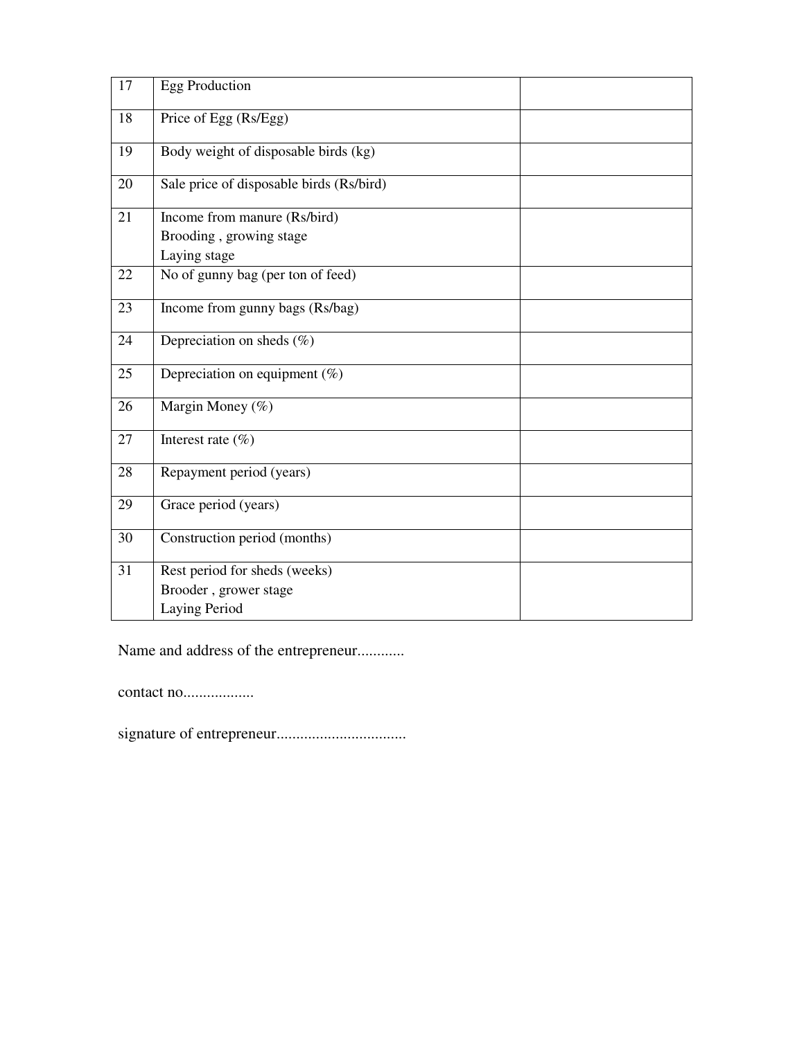| 17 | Egg Production | |
|---|---|---|
| 18 | Price of Egg (Rs/Egg) | |
| 19 | Body weight of disposable birds (kg) | |
| 20 | Sale price of disposable birds (Rs/bird) | |
| 21 | Income from manure (Rs/bird)<br>Brooding , growing stage<br>Laying stage | |
| 22 | No of gunny bag (per ton of feed) | |
| 23 | Income from gunny bags (Rs/bag) | |
| 24 | Depreciation on sheds (%) | |
| 25 | Depreciation on equipment (%) | |
| 26 | Margin Money (%) | |
| 27 | Interest rate (%) | |
| 28 | Repayment period (years) | |
| 29 | Grace period (years) | |
| 30 | Construction period (months) | |
| 31 | Rest period for sheds (weeks)<br>Brooder , grower stage<br>Laying Period | |

Name and address of the entrepreneur............

contact no..................

signature of entrepreneur.................................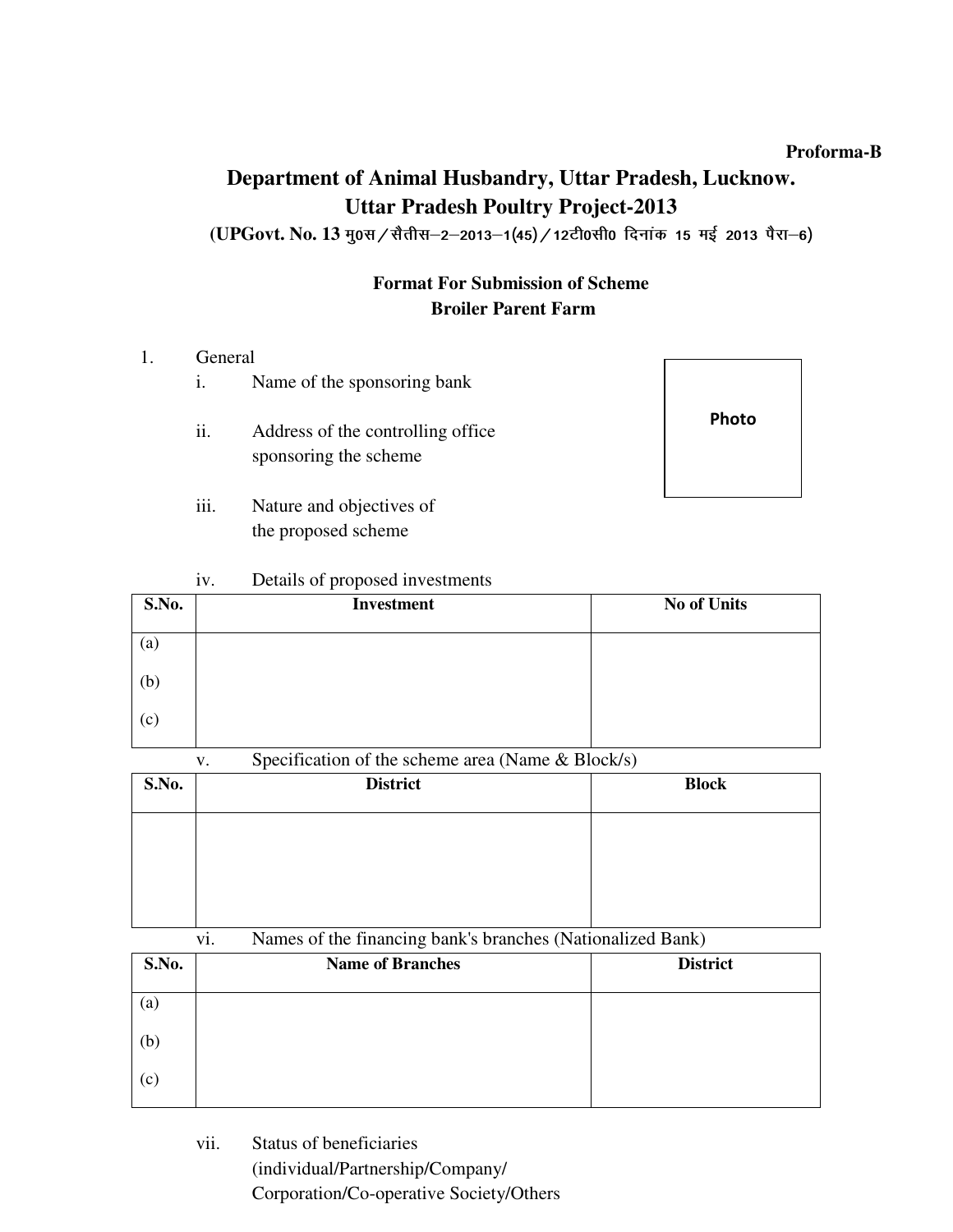**Proforma-B**

# Department of Animal Husbandry, Uttar Pradesh, Lucknow.

## Uttar Pradesh Poultry Project-2013

**(UPGovt. No. 13 मु0स/सैतीस–2–2013–1(45)/12टी0सी0 दिनांक 15 मई 2013 पैरा–6)**

**Format For Submission of Scheme**

**Broiler Parent Farm**

1. General

   i. Name of the sponsoring bank

   ii. Address of the controlling office sponsoring the scheme

   iii. Nature and objectives of the proposed scheme

   iv. Details of proposed investments

| S.No. | Investment | No of Units |
|---|---|---|
| (a) | | |
| (b) | | |
| (c) | | |

   v. Specification of the scheme area (Name & Block/s)

| S.No. | District | Block |
|---|---|---|
| | | |

   vi. Names of the financing bank's branches (Nationalized Bank)

| S.No. | Name of Branches | District |
|---|---|---|
| (a) | | |
| (b) | | |
| (c) | | |

   vii. Status of beneficiaries (individual/Partnership/Company/ Corporation/Co-operative Society/Others

Photo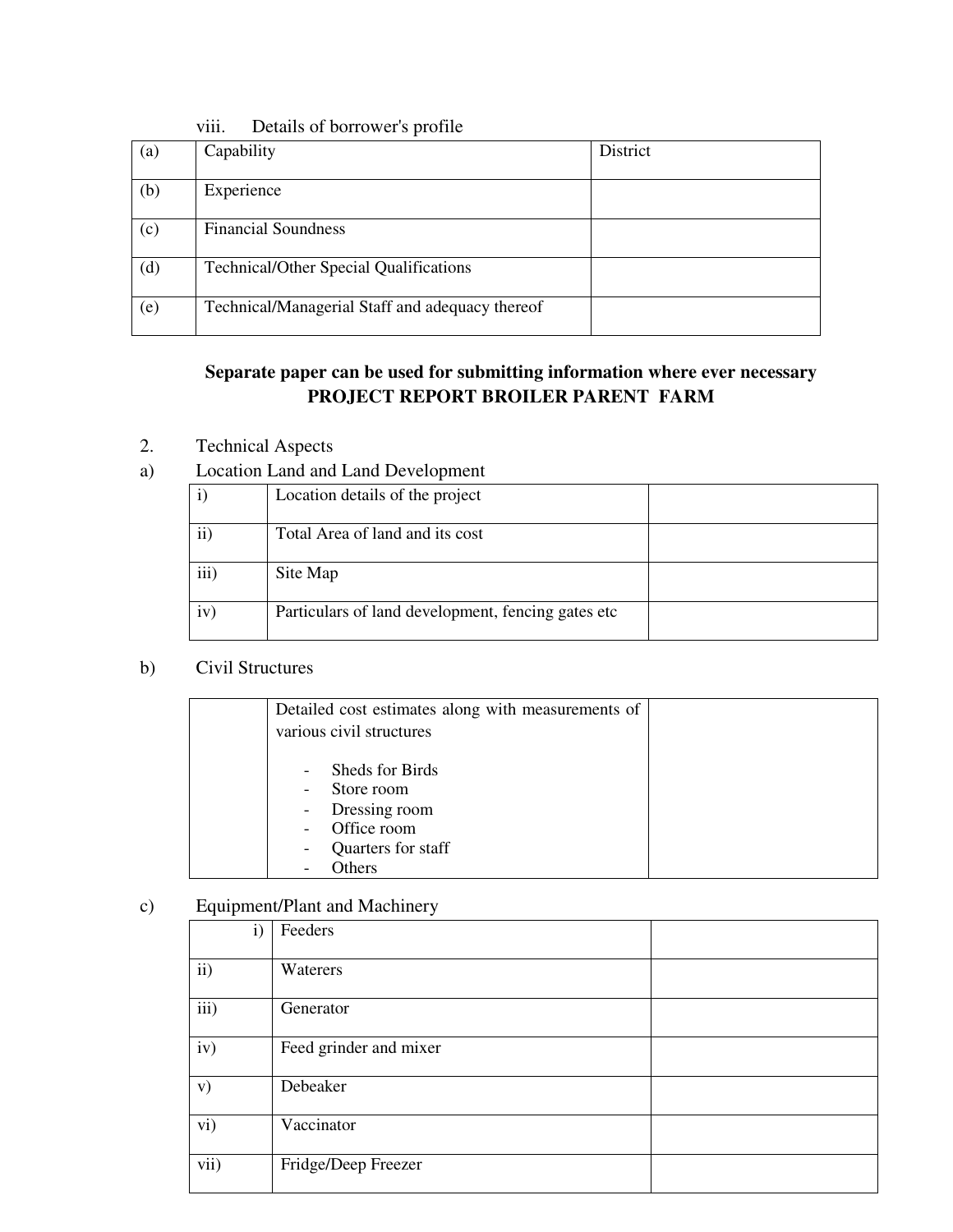viii. Details of borrower's profile

| | | |
|---|---|---|
| (a) | Capability | District |
| (b) | Experience | |
| (c) | Financial Soundness | |
| (d) | Technical/Other Special Qualifications | |
| (e) | Technical/Managerial Staff and adequacy thereof | |

**Separate paper can be used for submitting information where ever necessary**

**PROJECT REPORT BROILER PARENT FARM**

2. Technical Aspects

a) Location Land and Land Development

| | | |
|---|---|---|
| i) | Location details of the project | |
| ii) | Total Area of land and its cost | |
| iii) | Site Map | |
| iv) | Particulars of land development, fencing gates etc | |

b) Civil Structures

| | | |
|---|---|---|
| | Detailed cost estimates along with measurements of various civil structures<br><br>- Sheds for Birds<br>- Store room<br>- Dressing room<br>- Office room<br>- Quarters for staff<br>- Others | |

c) Equipment/Plant and Machinery

| | | |
|---|---|---|
| i) | Feeders | |
| ii) | Waterers | |
| iii) | Generator | |
| iv) | Feed grinder and mixer | |
| v) | Debeaker | |
| vi) | Vaccinator | |
| vii) | Fridge/Deep Freezer | |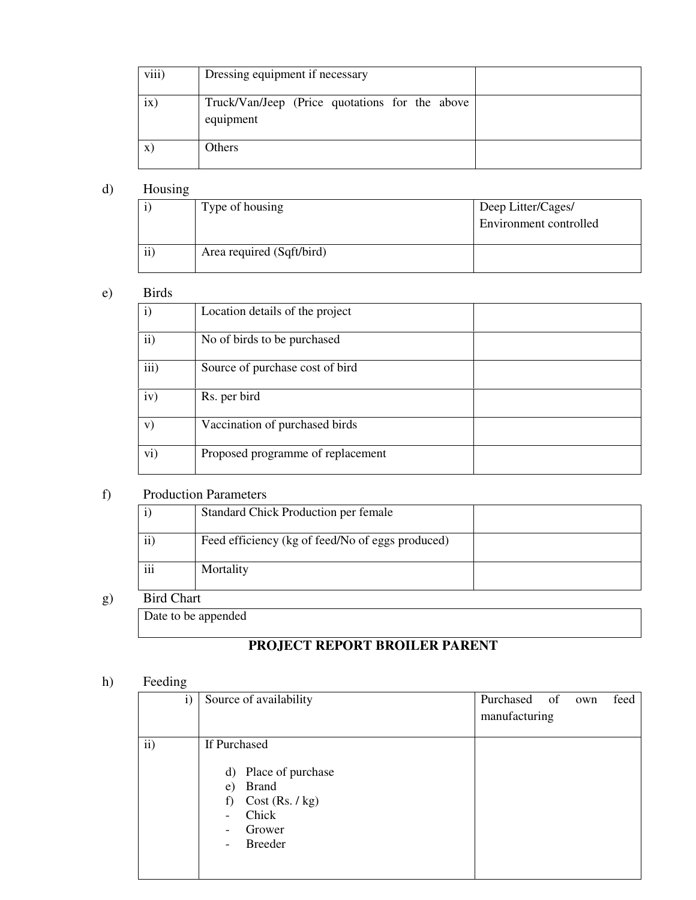| | | |
|---|---|---|
| viii) | Dressing equipment if necessary | |
| ix) | Truck/Van/Jeep (Price quotations for the above equipment | |
| x) | Others | |

d) Housing

| | | |
|---|---|---|
| i) | Type of housing | Deep Litter/Cages/ Environment controlled |
| ii) | Area required (Sqft/bird) | |

e) Birds

| | | |
|---|---|---|
| i) | Location details of the project | |
| ii) | No of birds to be purchased | |
| iii) | Source of purchase cost of bird | |
| iv) | Rs. per bird | |
| v) | Vaccination of purchased birds | |
| vi) | Proposed programme of replacement | |

f) Production Parameters

| | | |
|---|---|---|
| i) | Standard Chick Production per female | |
| ii) | Feed efficiency (kg of feed/No of eggs produced) | |
| iii | Mortality | |

g) Bird Chart

| |
|---|
| Date to be appended |

## PROJECT REPORT BROILER PARENT

h) Feeding

| | | |
|---|---|---|
| i) | Source of availability | Purchased of own feed manufacturing |
| ii) | If Purchased<br><br>d) Place of purchase<br>e) Brand<br>f) Cost (Rs. / kg)<br>- Chick<br>- Grower<br>- Breeder | |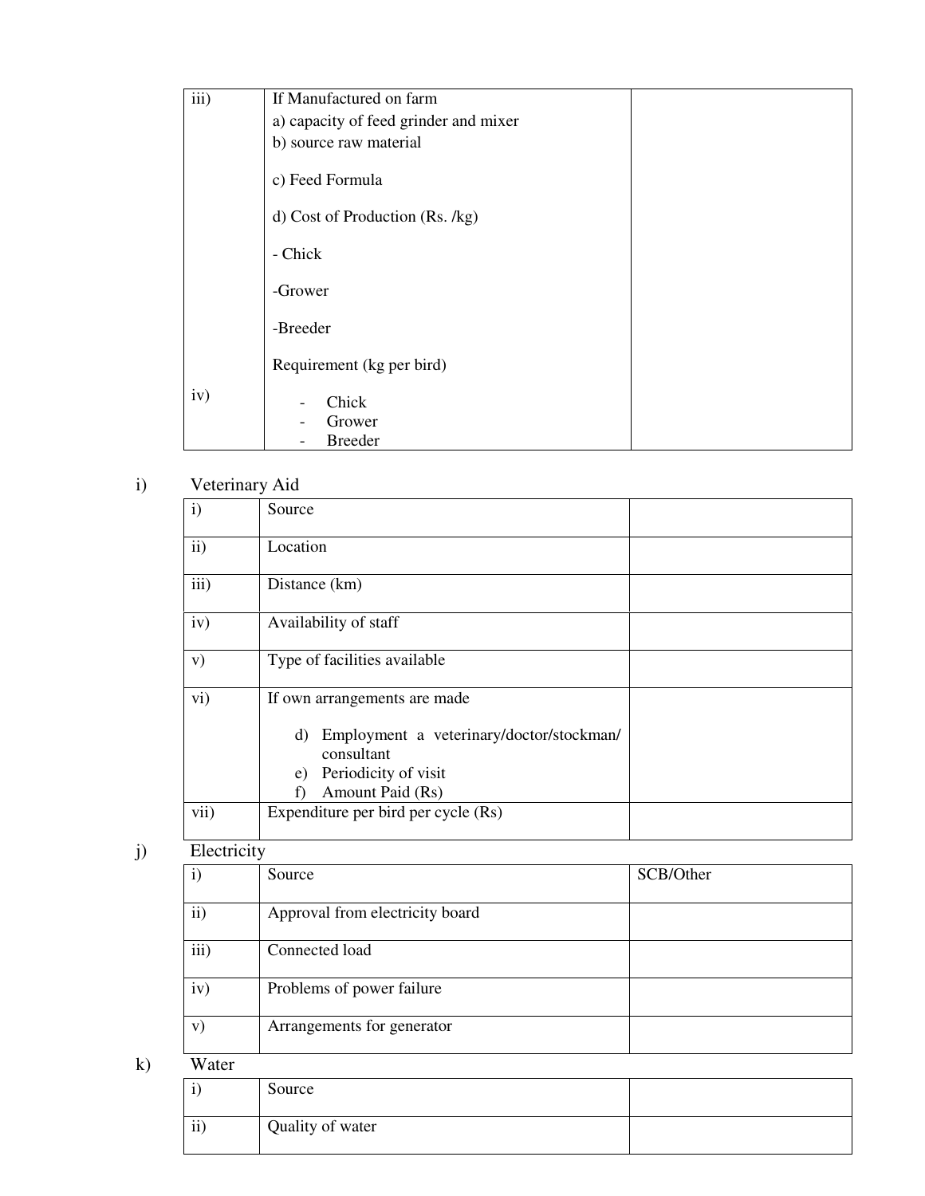| | | |
|---|---|---|
| iii)<br><br><br><br><br><br><br><br><br><br><br>iv) | If Manufactured on farm<br>a) capacity of feed grinder and mixer<br>b) source raw material<br>c) Feed Formula<br>d) Cost of Production (Rs. /kg)<br>- Chick<br>-Grower<br>-Breeder<br>Requirement (kg per bird)<br>- Chick<br>- Grower<br>- Breeder | |

i) Veterinary Aid

| | | |
|---|---|---|
| i) | Source | |
| ii) | Location | |
| iii) | Distance (km) | |
| iv) | Availability of staff | |
| v) | Type of facilities available | |
| vi) | If own arrangements are made<br>d) Employment a veterinary/doctor/stockman/ consultant<br>e) Periodicity of visit<br>f) Amount Paid (Rs) | |
| vii) | Expenditure per bird per cycle (Rs) | |

j) Electricity

| | | |
|---|---|---|
| i) | Source | SCB/Other |
| ii) | Approval from electricity board | |
| iii) | Connected load | |
| iv) | Problems of power failure | |
| v) | Arrangements for generator | |

k) Water

| | | |
|---|---|---|
| i) | Source | |
| ii) | Quality of water | |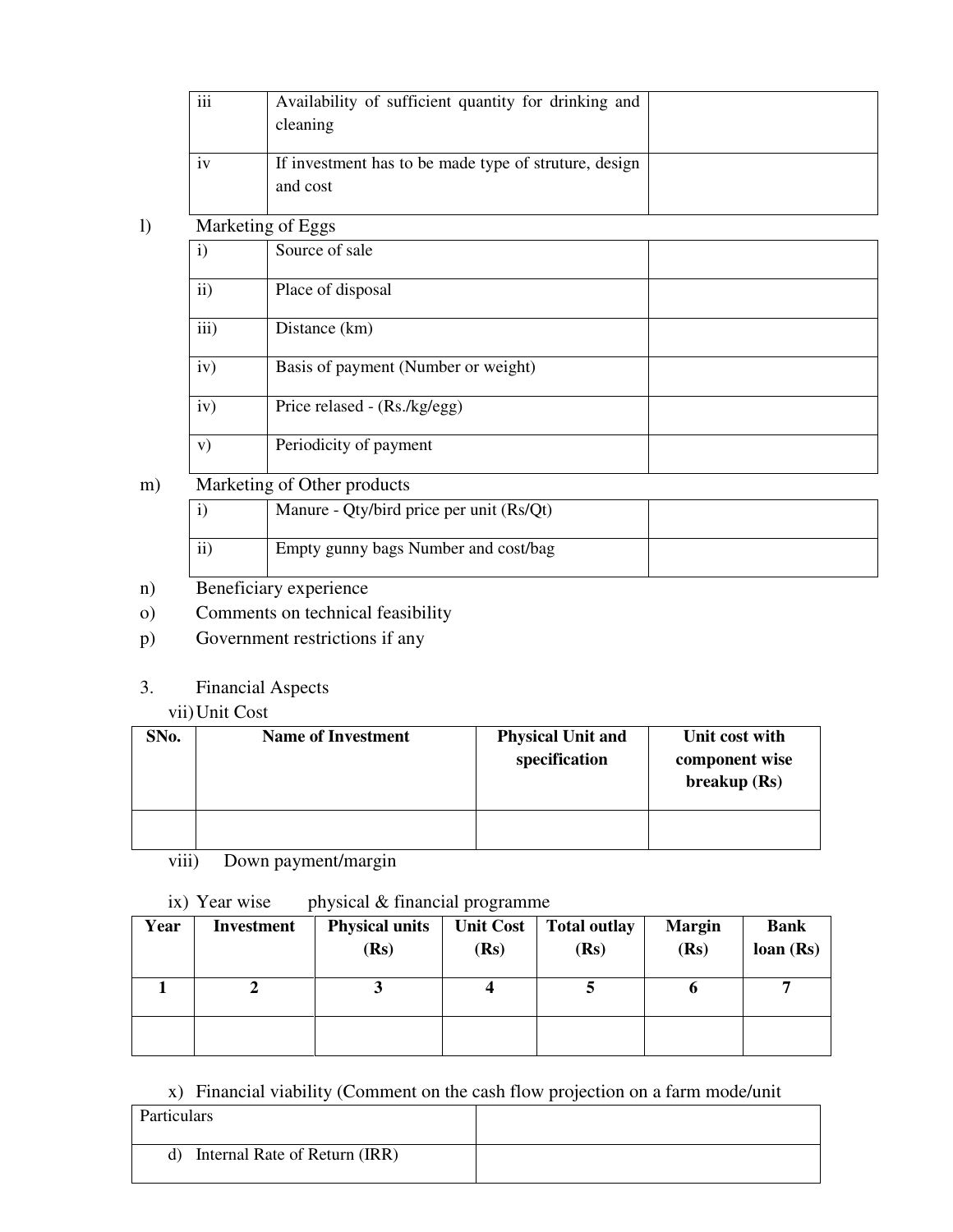| | | |
|---|---|---|
| iii | Availability of sufficient quantity for drinking and cleaning | |
| iv | If investment has to be made type of struture, design and cost | |

l) Marketing of Eggs

| | | |
|---|---|---|
| i) | Source of sale | |
| ii) | Place of disposal | |
| iii) | Distance (km) | |
| iv) | Basis of payment (Number or weight) | |
| iv) | Price relased - (Rs./kg/egg) | |
| v) | Periodicity of payment | |

m) Marketing of Other products

| | | |
|---|---|---|
| i) | Manure - Qty/bird price per unit (Rs/Qt) | |
| ii) | Empty gunny bags Number and cost/bag | |

n) Beneficiary experience

o) Comments on technical feasibility

p) Government restrictions if any

3. Financial Aspects

vii) Unit Cost

| SNo. | Name of Investment | Physical Unit and specification | Unit cost with component wise breakup (Rs) |
|---|---|---|---|
| | | | |

viii) Down payment/margin

ix) Year wise physical & financial programme

| Year | Investment | Physical units (Rs) | Unit Cost (Rs) | Total outlay (Rs) | Margin (Rs) | Bank loan (Rs) |
|---|---|---|---|---|---|---|
| 1 | 2 | 3 | 4 | 5 | 6 | 7 |
| | | | | | | |

x) Financial viability (Comment on the cash flow projection on a farm mode/unit

| Particulars | |
|---|---|
| d) Internal Rate of Return (IRR) | |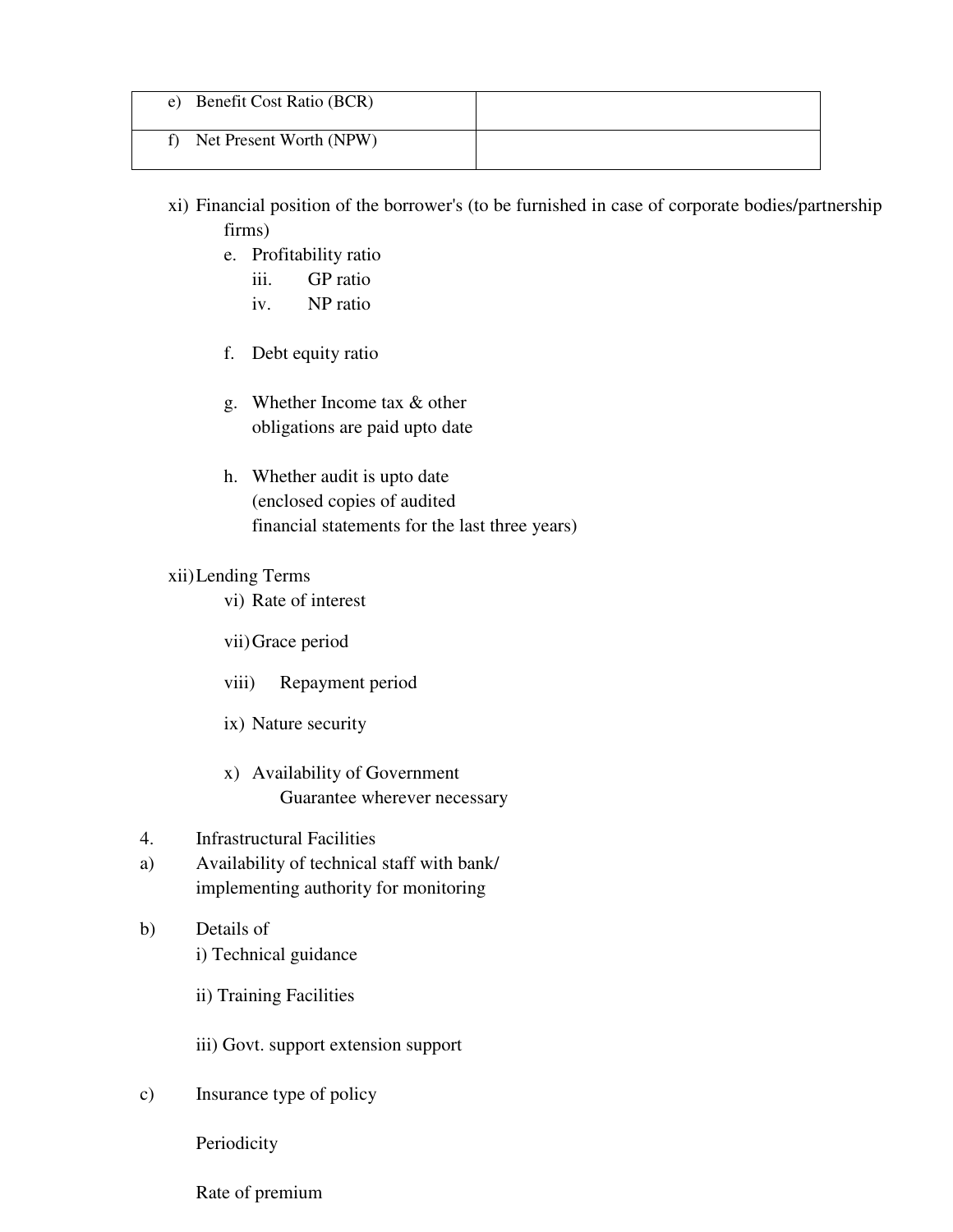| e) Benefit Cost Ratio (BCR) | |
|---|---|
| f) Net Present Worth (NPW) | |

xi) Financial position of the borrower's (to be furnished in case of corporate bodies/partnership firms)

e. Profitability ratio
   iii. GP ratio
   iv. NP ratio

f. Debt equity ratio

g. Whether Income tax & other obligations are paid upto date

h. Whether audit is upto date (enclosed copies of audited financial statements for the last three years)

xii) Lending Terms

vi) Rate of interest

vii) Grace period

viii) Repayment period

ix) Nature security

x) Availability of Government Guarantee wherever necessary

4. Infrastructural Facilities

a) Availability of technical staff with bank/ implementing authority for monitoring

b) Details of

i) Technical guidance

ii) Training Facilities

iii) Govt. support extension support

c) Insurance type of policy

Periodicity

Rate of premium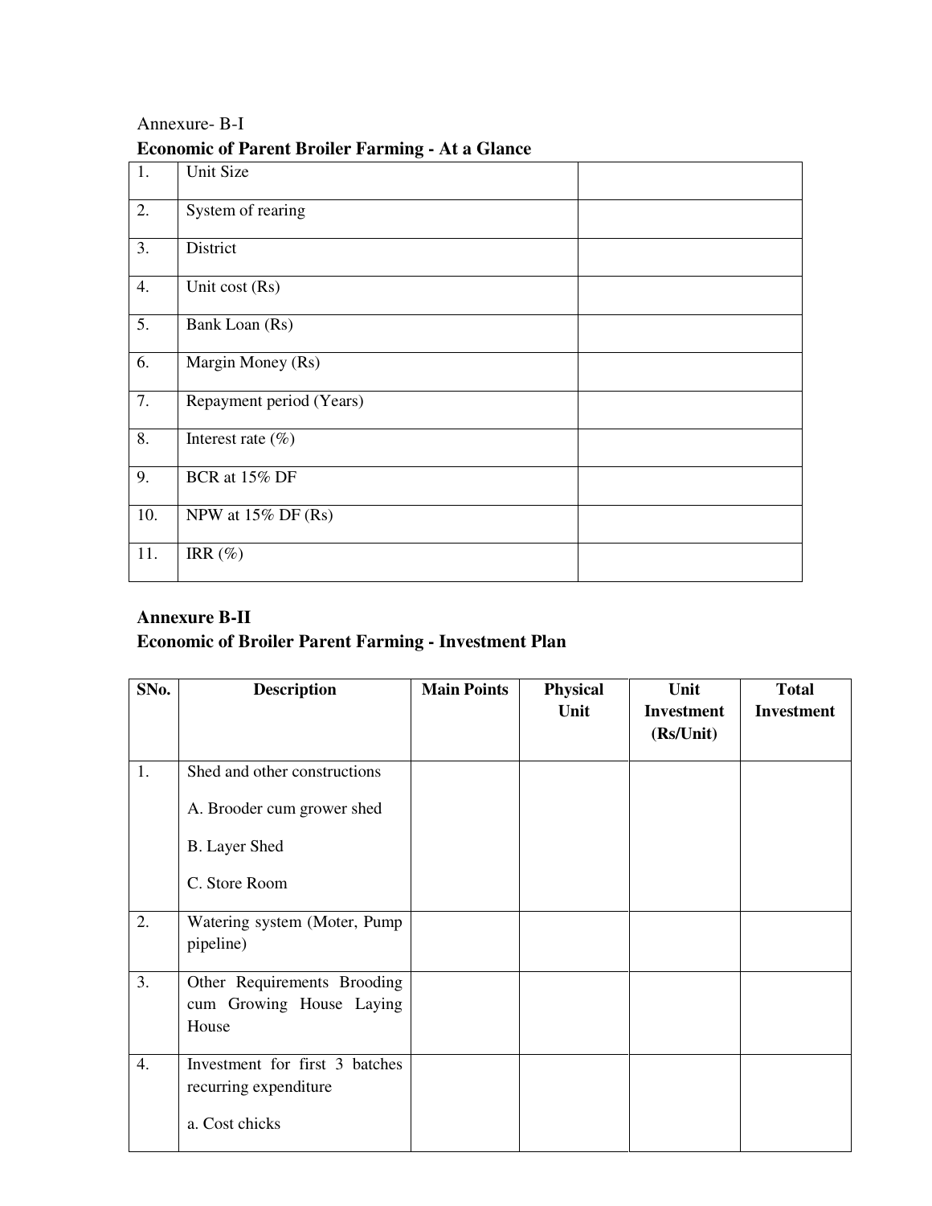Annexure- B-I

**Economic of Parent Broiler Farming - At a Glance**

| | | |
|---|---|---|
| 1. | Unit Size | |
| 2. | System of rearing | |
| 3. | District | |
| 4. | Unit cost (Rs) | |
| 5. | Bank Loan (Rs) | |
| 6. | Margin Money (Rs) | |
| 7. | Repayment period (Years) | |
| 8. | Interest rate (%) | |
| 9. | BCR at 15% DF | |
| 10. | NPW at 15% DF (Rs) | |
| 11. | IRR (%) | |

**Annexure B-II**

**Economic of Broiler Parent Farming - Investment Plan**

| SNo. | Description | Main Points | Physical Unit | Unit Investment (Rs/Unit) | Total Investment |
|---|---|---|---|---|---|
| 1. | Shed and other constructions<br>A. Brooder cum grower shed<br>B. Layer Shed<br>C. Store Room | | | | |
| 2. | Watering system (Moter, Pump pipeline) | | | | |
| 3. | Other Requirements Brooding cum Growing House Laying House | | | | |
| 4. | Investment for first 3 batches recurring expenditure<br>a. Cost chicks | | | | |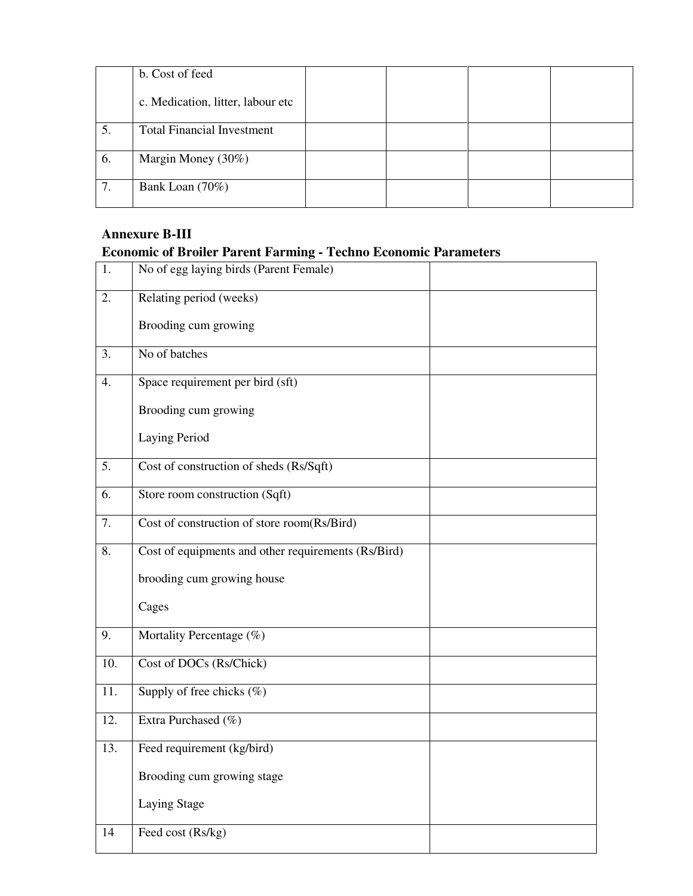| | | | | | |
|---|---|---|---|---|---|
| | b. Cost of feed<br><br>c. Medication, litter, labour etc | | | | |
| 5. | Total Financial Investment | | | | |
| 6. | Margin Money (30%) | | | | |
| 7. | Bank Loan (70%) | | | | |

**Annexure B-III**

**Economic of Broiler Parent Farming - Techno Economic Parameters**

| | | |
|---|---|---|
| 1. | No of egg laying birds (Parent Female) | |
| 2. | Relating period (weeks)<br><br>Brooding cum growing | |
| 3. | No of batches | |
| 4. | Space requirement per bird (sft)<br><br>Brooding cum growing<br><br>Laying Period | |
| 5. | Cost of construction of sheds (Rs/Sqft) | |
| 6. | Store room construction (Sqft) | |
| 7. | Cost of construction of store room(Rs/Bird) | |
| 8. | Cost of equipments and other requirements (Rs/Bird)<br><br>brooding cum growing house<br><br>Cages | |
| 9. | Mortality Percentage (%) | |
| 10. | Cost of DOCs (Rs/Chick) | |
| 11. | Supply of free chicks (%) | |
| 12. | Extra Purchased (%) | |
| 13. | Feed requirement (kg/bird)<br><br>Brooding cum growing stage<br><br>Laying Stage | |
| 14 | Feed cost (Rs/kg) | |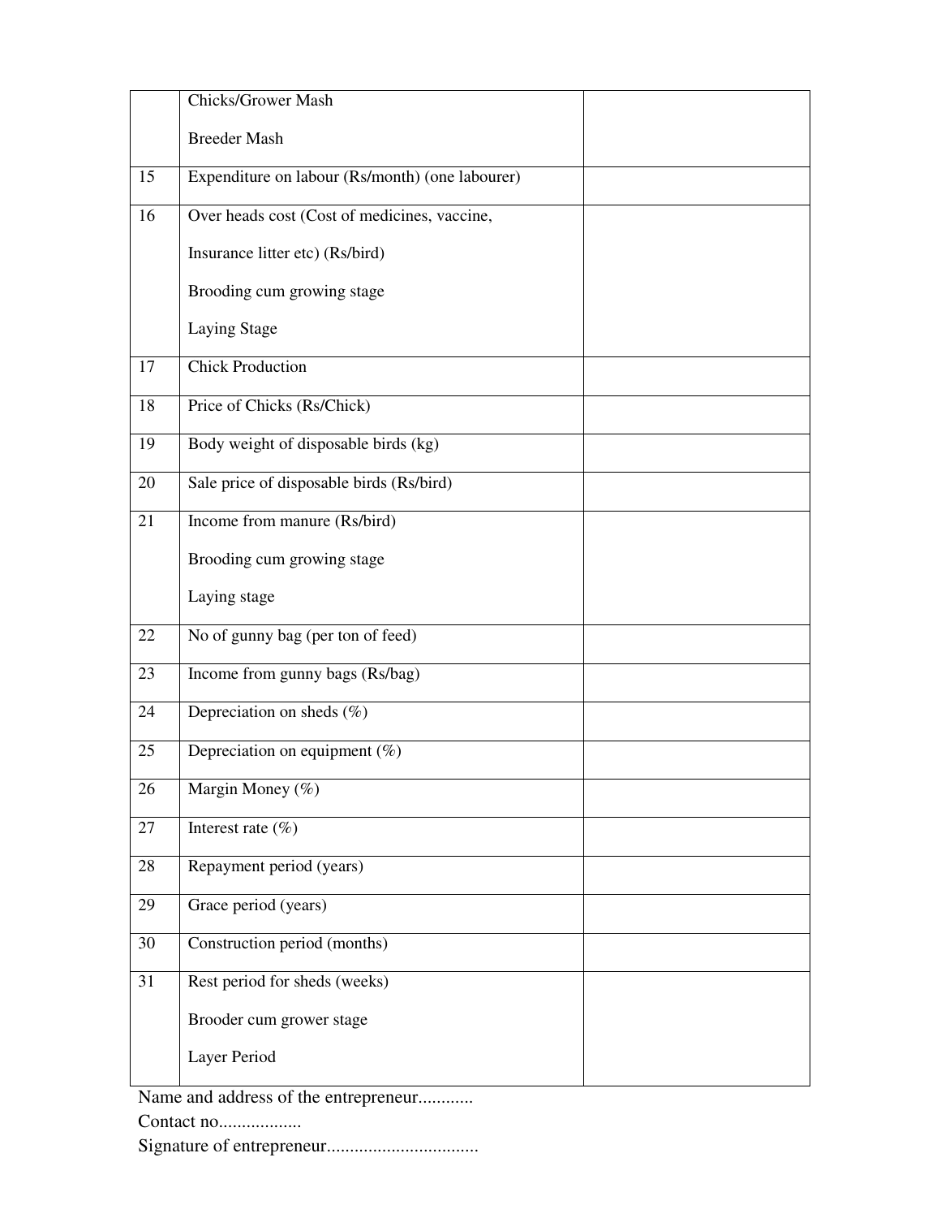| | | |
|---|---|---|
| | Chicks/Grower Mash<br><br>Breeder Mash | |
| 15 | Expenditure on labour (Rs/month) (one labourer) | |
| 16 | Over heads cost (Cost of medicines, vaccine,<br><br>Insurance litter etc) (Rs/bird)<br><br>Brooding cum growing stage<br><br>Laying Stage | |
| 17 | Chick Production | |
| 18 | Price of Chicks (Rs/Chick) | |
| 19 | Body weight of disposable birds (kg) | |
| 20 | Sale price of disposable birds (Rs/bird) | |
| 21 | Income from manure (Rs/bird)<br><br>Brooding cum growing stage<br><br>Laying stage | |
| 22 | No of gunny bag (per ton of feed) | |
| 23 | Income from gunny bags (Rs/bag) | |
| 24 | Depreciation on sheds (%) | |
| 25 | Depreciation on equipment (%) | |
| 26 | Margin Money (%) | |
| 27 | Interest rate (%) | |
| 28 | Repayment period (years) | |
| 29 | Grace period (years) | |
| 30 | Construction period (months) | |
| 31 | Rest period for sheds (weeks)<br><br>Brooder cum grower stage<br><br>Layer Period | |

Name and address of the entrepreneur............

Contact no..................

Signature of entrepreneur.................................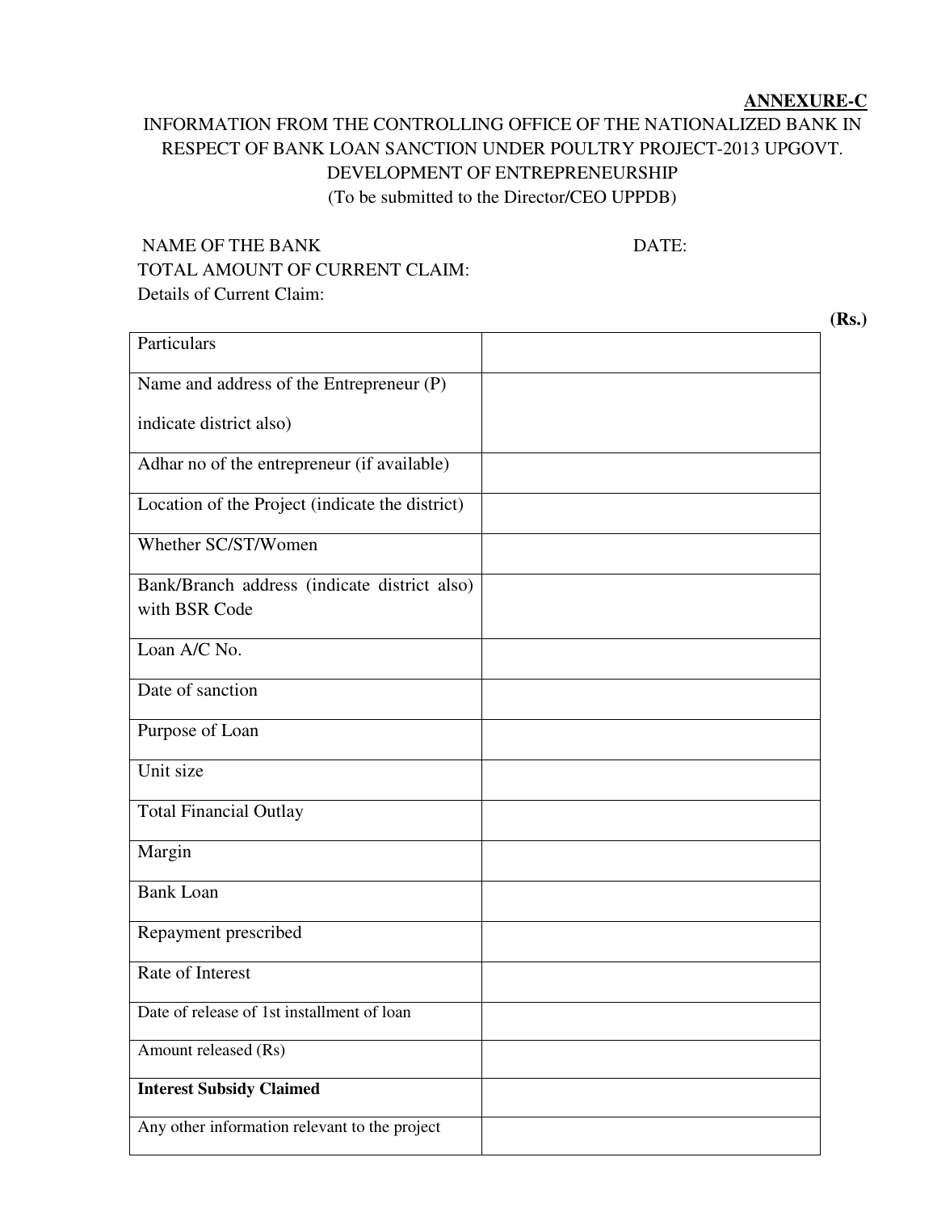**ANNEXURE-C**

INFORMATION FROM THE CONTROLLING OFFICE OF THE NATIONALIZED BANK IN RESPECT OF BANK LOAN SANCTION UNDER POULTRY PROJECT-2013 UPGOVT. DEVELOPMENT OF ENTREPRENEURSHIP

(To be submitted to the Director/CEO UPPDB)

NAME OF THE BANK DATE:

TOTAL AMOUNT OF CURRENT CLAIM:

Details of Current Claim:

**(Rs.)**

| Particulars | |
|---|---|
| Name and address of the Entrepreneur (P) indicate district also) | |
| Adhar no of the entrepreneur (if available) | |
| Location of the Project (indicate the district) | |
| Whether SC/ST/Women | |
| Bank/Branch address (indicate district also) with BSR Code | |
| Loan A/C No. | |
| Date of sanction | |
| Purpose of Loan | |
| Unit size | |
| Total Financial Outlay | |
| Margin | |
| Bank Loan | |
| Repayment prescribed | |
| Rate of Interest | |
| Date of release of 1st installment of loan | |
| Amount released (Rs) | |
| **Interest Subsidy Claimed** | |
| Any other information relevant to the project | |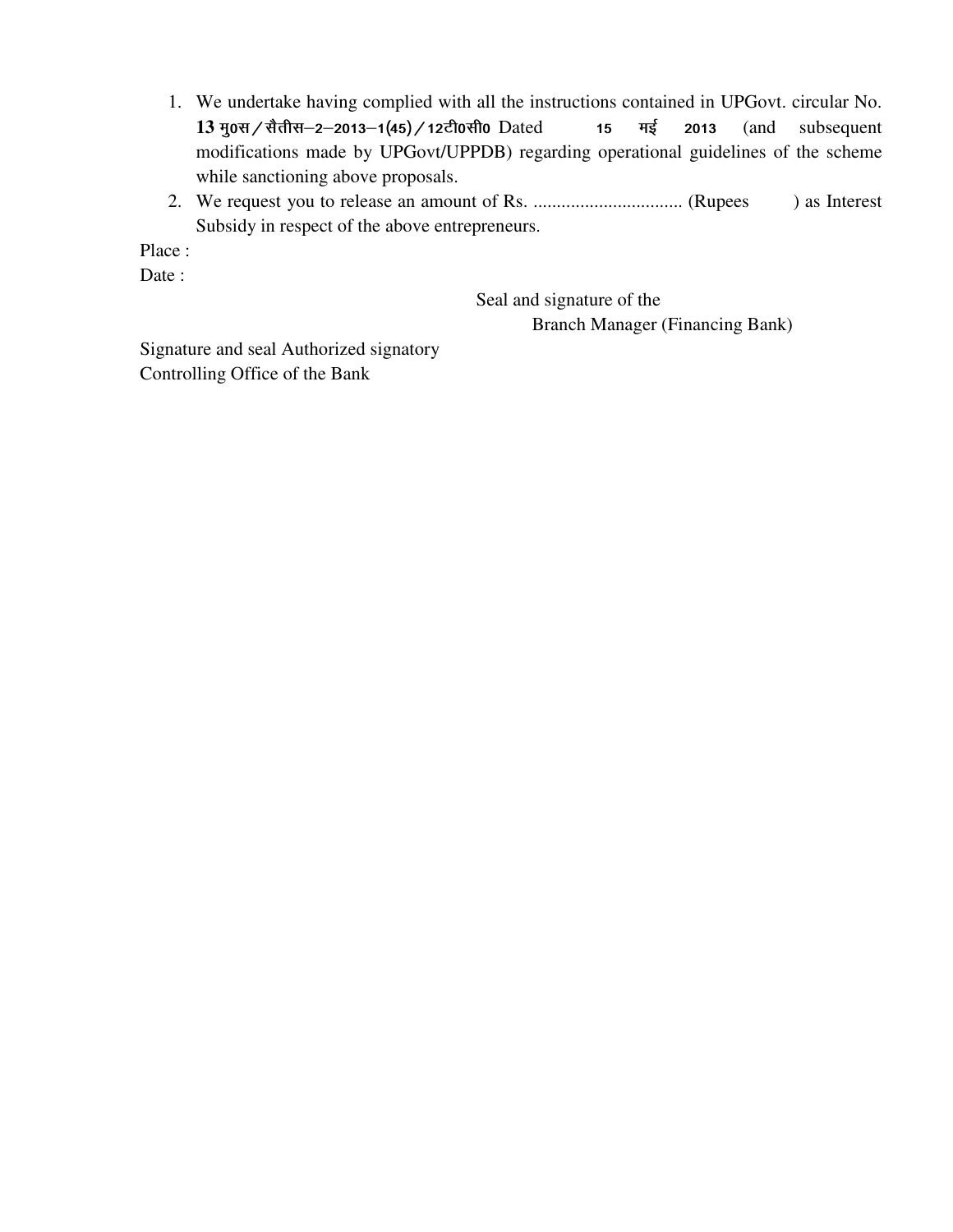1. We undertake having complied with all the instructions contained in UPGovt. circular No. **13 मु0स / सैतीस–2–2013–1(45) / 12टी0सी0** Dated 15 मई 2013 (and subsequent modifications made by UPGovt/UPPDB) regarding operational guidelines of the scheme while sanctioning above proposals.
2. We request you to release an amount of Rs. ................................ (Rupees ) as Interest Subsidy in respect of the above entrepreneurs.

Place :

Date :

Seal and signature of the
Branch Manager (Financing Bank)

Signature and seal Authorized signatory
Controlling Office of the Bank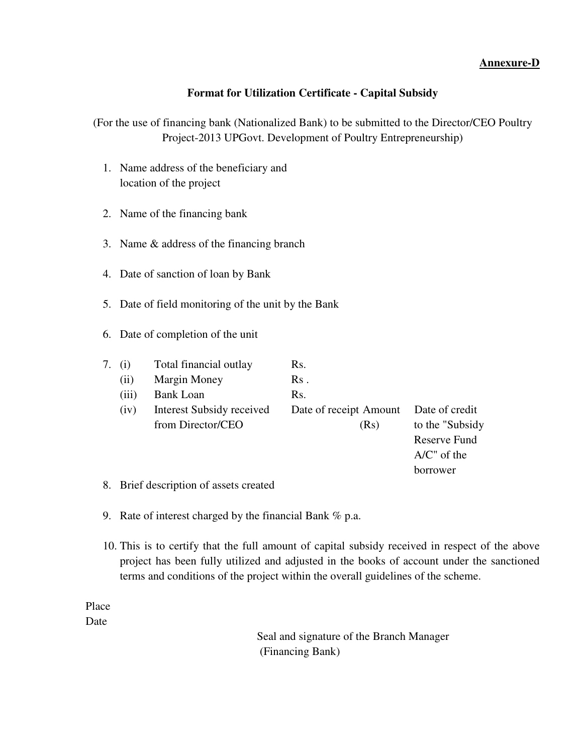**Annexure-D**

## Format for Utilization Certificate - Capital Subsidy

(For the use of financing bank (Nationalized Bank) to be submitted to the Director/CEO Poultry Project-2013 UPGovt. Development of Poultry Entrepreneurship)

1. Name address of the beneficiary and location of the project

2. Name of the financing bank

3. Name & address of the financing branch

4. Date of sanction of loan by Bank

5. Date of field monitoring of the unit by the Bank

6. Date of completion of the unit

7. (i) Total financial outlay Rs.

   (ii) Margin Money Rs .

   (iii) Bank Loan Rs.

   (iv) Interest Subsidy received from Director/CEO — Date of receipt — Amount (Rs) — Date of credit to the "Subsidy Reserve Fund A/C" of the borrower

8. Brief description of assets created

9. Rate of interest charged by the financial Bank % p.a.

10. This is to certify that the full amount of capital subsidy received in respect of the above project has been fully utilized and adjusted in the books of account under the sanctioned terms and conditions of the project within the overall guidelines of the scheme.

Place

Date

Seal and signature of the Branch Manager
(Financing Bank)